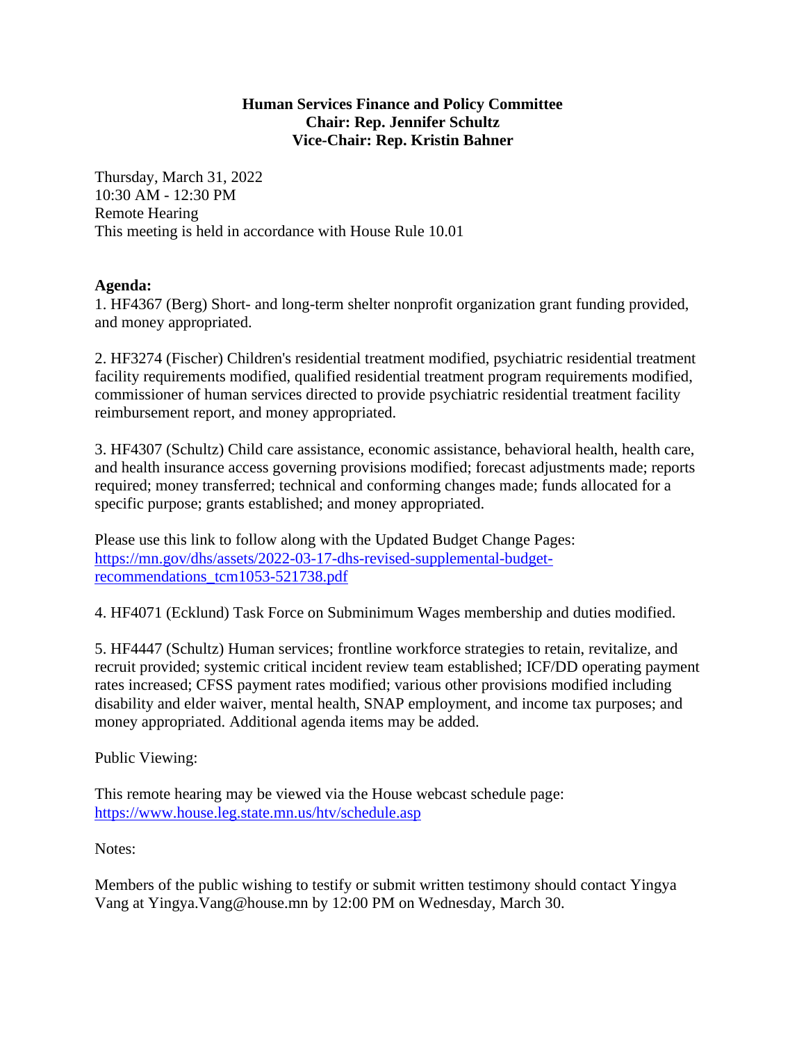**Human Services Finance and Policy Committee**
**Chair: Rep. Jennifer Schultz**
**Vice-Chair: Rep. Kristin Bahner**

Thursday, March 31, 2022
10:30 AM - 12:30 PM
Remote Hearing
This meeting is held in accordance with House Rule 10.01

**Agenda:**

1. HF4367 (Berg) Short- and long-term shelter nonprofit organization grant funding provided, and money appropriated.

2. HF3274 (Fischer) Children's residential treatment modified, psychiatric residential treatment facility requirements modified, qualified residential treatment program requirements modified, commissioner of human services directed to provide psychiatric residential treatment facility reimbursement report, and money appropriated.

3. HF4307 (Schultz) Child care assistance, economic assistance, behavioral health, health care, and health insurance access governing provisions modified; forecast adjustments made; reports required; money transferred; technical and conforming changes made; funds allocated for a specific purpose; grants established; and money appropriated.

Please use this link to follow along with the Updated Budget Change Pages: [https://mn.gov/dhs/assets/2022-03-17-dhs-revised-supplemental-budget-recommendations_tcm1053-521738.pdf](https://mn.gov/dhs/assets/2022-03-17-dhs-revised-supplemental-budget-recommendations_tcm1053-521738.pdf)

4. HF4071 (Ecklund) Task Force on Subminimum Wages membership and duties modified.

5. HF4447 (Schultz) Human services; frontline workforce strategies to retain, revitalize, and recruit provided; systemic critical incident review team established; ICF/DD operating payment rates increased; CFSS payment rates modified; various other provisions modified including disability and elder waiver, mental health, SNAP employment, and income tax purposes; and money appropriated. Additional agenda items may be added.

Public Viewing:

This remote hearing may be viewed via the House webcast schedule page: [https://www.house.leg.state.mn.us/htv/schedule.asp](https://www.house.leg.state.mn.us/htv/schedule.asp)

Notes:

Members of the public wishing to testify or submit written testimony should contact Yingya Vang at Yingya.Vang@house.mn by 12:00 PM on Wednesday, March 30.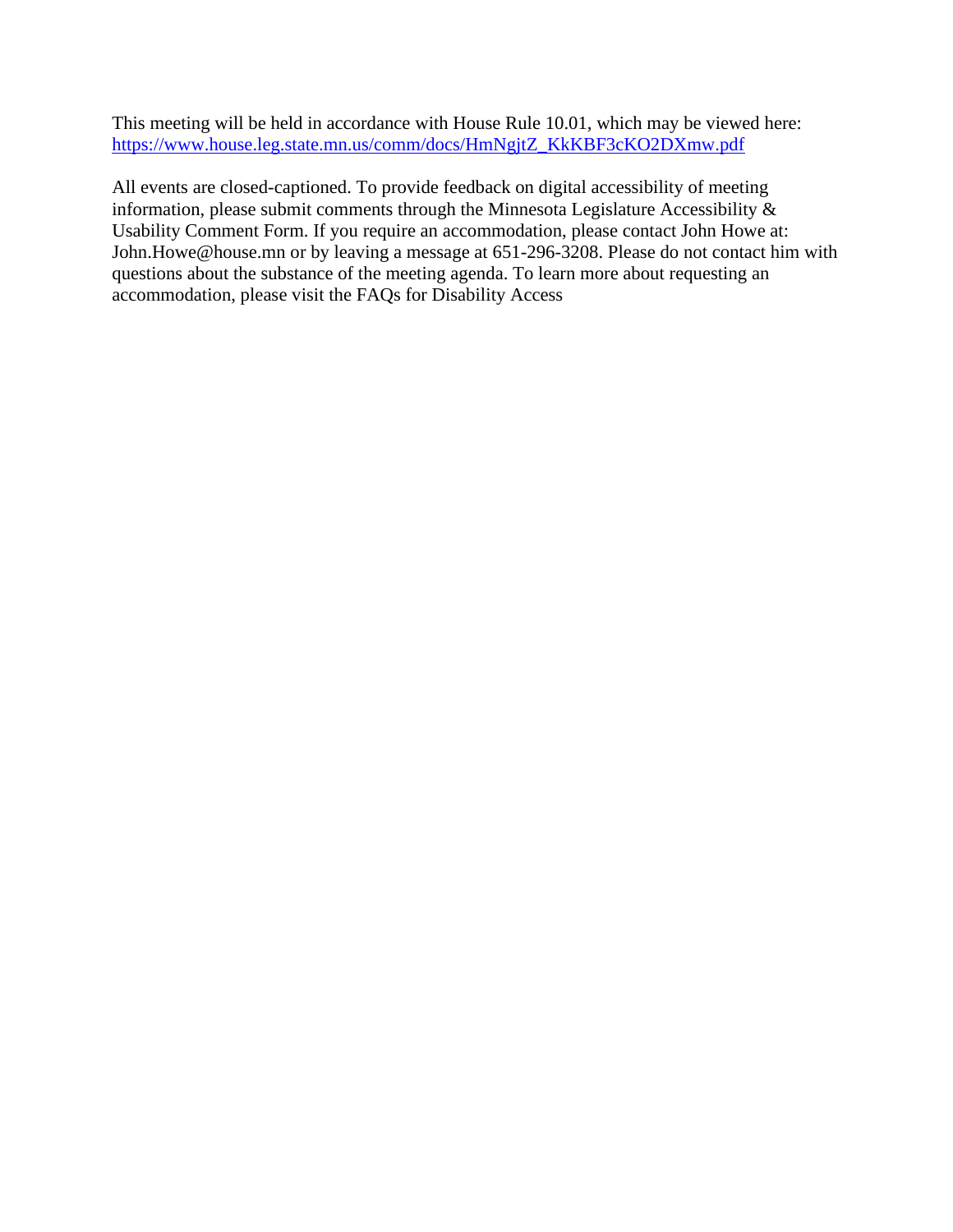This meeting will be held in accordance with House Rule 10.01, which may be viewed here: https://www.house.leg.state.mn.us/comm/docs/HmNgjtZ_KkKBF3cKO2DXmw.pdf

All events are closed-captioned. To provide feedback on digital accessibility of meeting information, please submit comments through the Minnesota Legislature Accessibility & Usability Comment Form. If you require an accommodation, please contact John Howe at: John.Howe@house.mn or by leaving a message at 651-296-3208. Please do not contact him with questions about the substance of the meeting agenda. To learn more about requesting an accommodation, please visit the FAQs for Disability Access